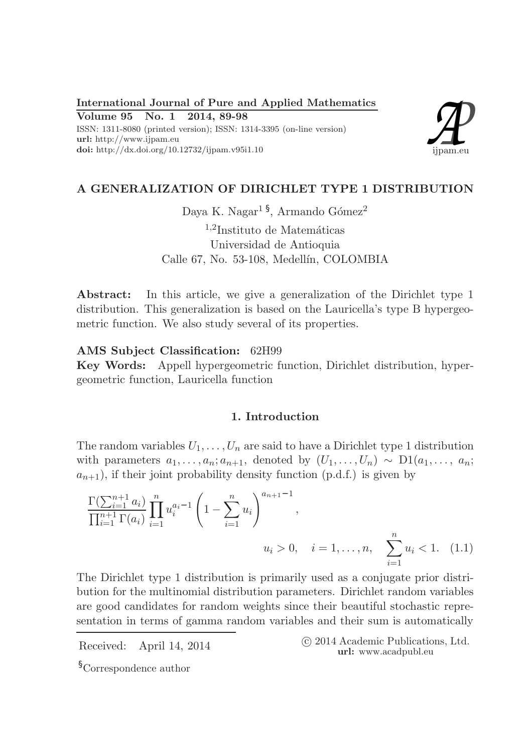# A GENERALIZATION OF DIRICHLET TYPE 1 DISTRIBUTION

Daya K. Nagar[1 §], Armando Gómez[2]

[1,2]Instituto de Matemáticas
Universidad de Antioquia
Calle 67, No. 53-108, Medellín, COLOMBIA

**Abstract:** In this article, we give a generalization of the Dirichlet type 1 distribution. This generalization is based on the Lauricella's type B hypergeometric function. We also study several of its properties.

**AMS Subject Classification:** 62H99

**Key Words:** Appell hypergeometric function, Dirichlet distribution, hypergeometric function, Lauricella function

## 1. Introduction

The random variables $U_1, \ldots, U_n$ are said to have a Dirichlet type 1 distribution with parameters $a_1, \ldots, a_n; a_{n+1}$, denoted by $(U_1, \ldots, U_n) \sim \mathrm{D1}(a_1, \ldots, a_n; a_{n+1})$, if their joint probability density function (p.d.f.) is given by

$$\frac{\Gamma(\sum_{i=1}^{n+1} a_i)}{\prod_{i=1}^{n+1} \Gamma(a_i)} \prod_{i=1}^{n} u_i^{a_i - 1} \left(1 - \sum_{i=1}^{n} u_i\right)^{a_{n+1}-1}, \quad u_i > 0, \quad i = 1, \ldots, n, \quad \sum_{i=1}^{n} u_i < 1. \tag{1.1}$$

The Dirichlet type 1 distribution is primarily used as a conjugate prior distribution for the multinomial distribution parameters. Dirichlet random variables are good candidates for random weights since their beautiful stochastic representation in terms of gamma random variables and their sum is automatically

Received: April 14, 2014

© 2014 Academic Publications, Ltd.
**url:** www.acadpubl.eu

§Correspondence author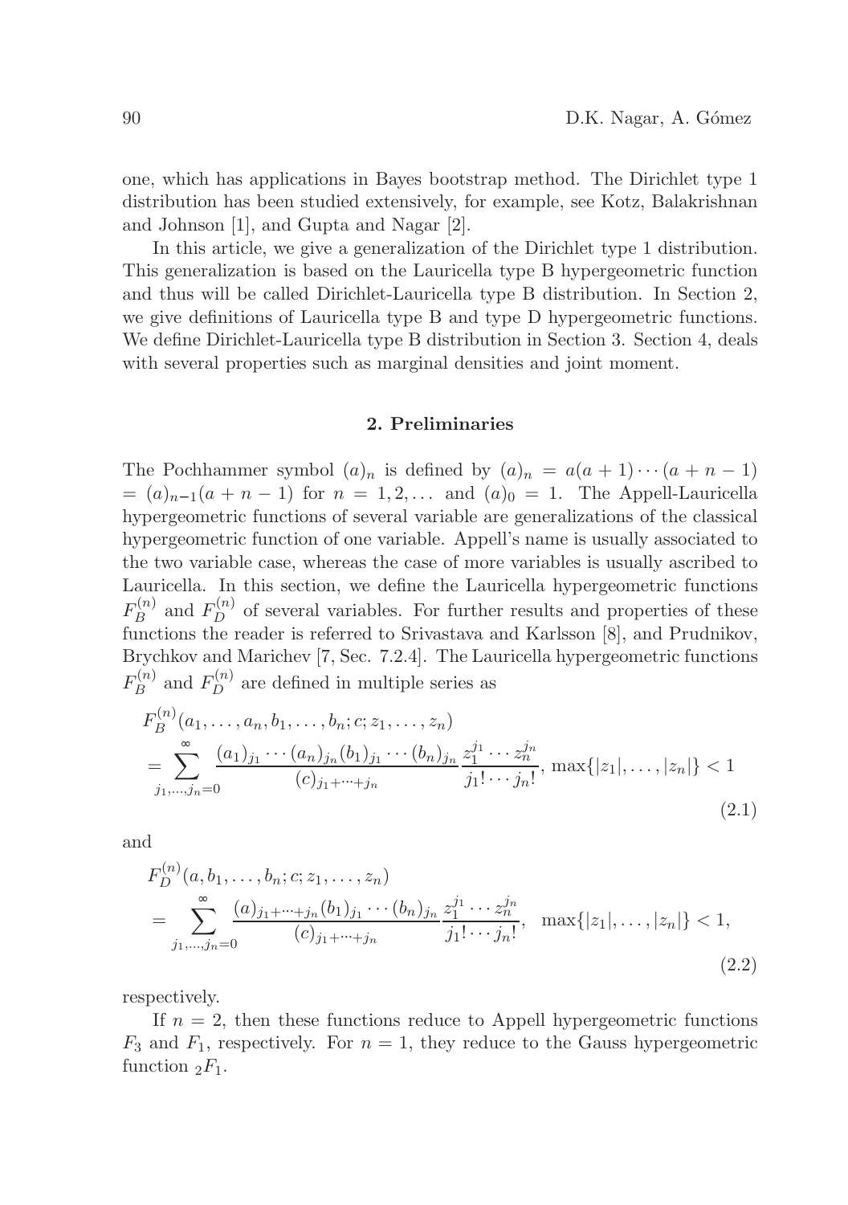one, which has applications in Bayes bootstrap method. The Dirichlet type 1 distribution has been studied extensively, for example, see Kotz, Balakrishnan and Johnson [1], and Gupta and Nagar [2].

In this article, we give a generalization of the Dirichlet type 1 distribution. This generalization is based on the Lauricella type B hypergeometric function and thus will be called Dirichlet-Lauricella type B distribution. In Section 2, we give definitions of Lauricella type B and type D hypergeometric functions. We define Dirichlet-Lauricella type B distribution in Section 3. Section 4, deals with several properties such as marginal densities and joint moment.

## 2. Preliminaries

The Pochhammer symbol $(a)_n$ is defined by $(a)_n = a(a+1)\cdots(a+n-1) = (a)_{n-1}(a+n-1)$ for $n = 1, 2, \ldots$ and $(a)_0 = 1$. The Appell-Lauricella hypergeometric functions of several variable are generalizations of the classical hypergeometric function of one variable. Appell's name is usually associated to the two variable case, whereas the case of more variables is usually ascribed to Lauricella. In this section, we define the Lauricella hypergeometric functions $F_B^{(n)}$ and $F_D^{(n)}$ of several variables. For further results and properties of these functions the reader is referred to Srivastava and Karlsson [8], and Prudnikov, Brychkov and Marichev [7, Sec. 7.2.4]. The Lauricella hypergeometric functions $F_B^{(n)}$ and $F_D^{(n)}$ are defined in multiple series as

$$
\begin{aligned}
&F_B^{(n)}(a_1, \ldots, a_n, b_1, \ldots, b_n; c; z_1, \ldots, z_n) \\
&= \sum_{j_1, \ldots, j_n = 0}^{\infty} \frac{(a_1)_{j_1} \cdots (a_n)_{j_n} (b_1)_{j_1} \cdots (b_n)_{j_n}}{(c)_{j_1 + \cdots + j_n}} \frac{z_1^{j_1} \cdots z_n^{j_n}}{j_1! \cdots j_n!}, \ \max\{|z_1|, \ldots, |z_n|\} < 1
\end{aligned}
\tag{2.1}
$$

and

$$
\begin{aligned}
&F_D^{(n)}(a, b_1, \ldots, b_n; c; z_1, \ldots, z_n) \\
&= \sum_{j_1, \ldots, j_n = 0}^{\infty} \frac{(a)_{j_1 + \cdots + j_n} (b_1)_{j_1} \cdots (b_n)_{j_n}}{(c)_{j_1 + \cdots + j_n}} \frac{z_1^{j_1} \cdots z_n^{j_n}}{j_1! \cdots j_n!}, \quad \max\{|z_1|, \ldots, |z_n|\} < 1,
\end{aligned}
\tag{2.2}
$$

respectively.

If $n = 2$, then these functions reduce to Appell hypergeometric functions $F_3$ and $F_1$, respectively. For $n = 1$, they reduce to the Gauss hypergeometric function ${}_2F_1$.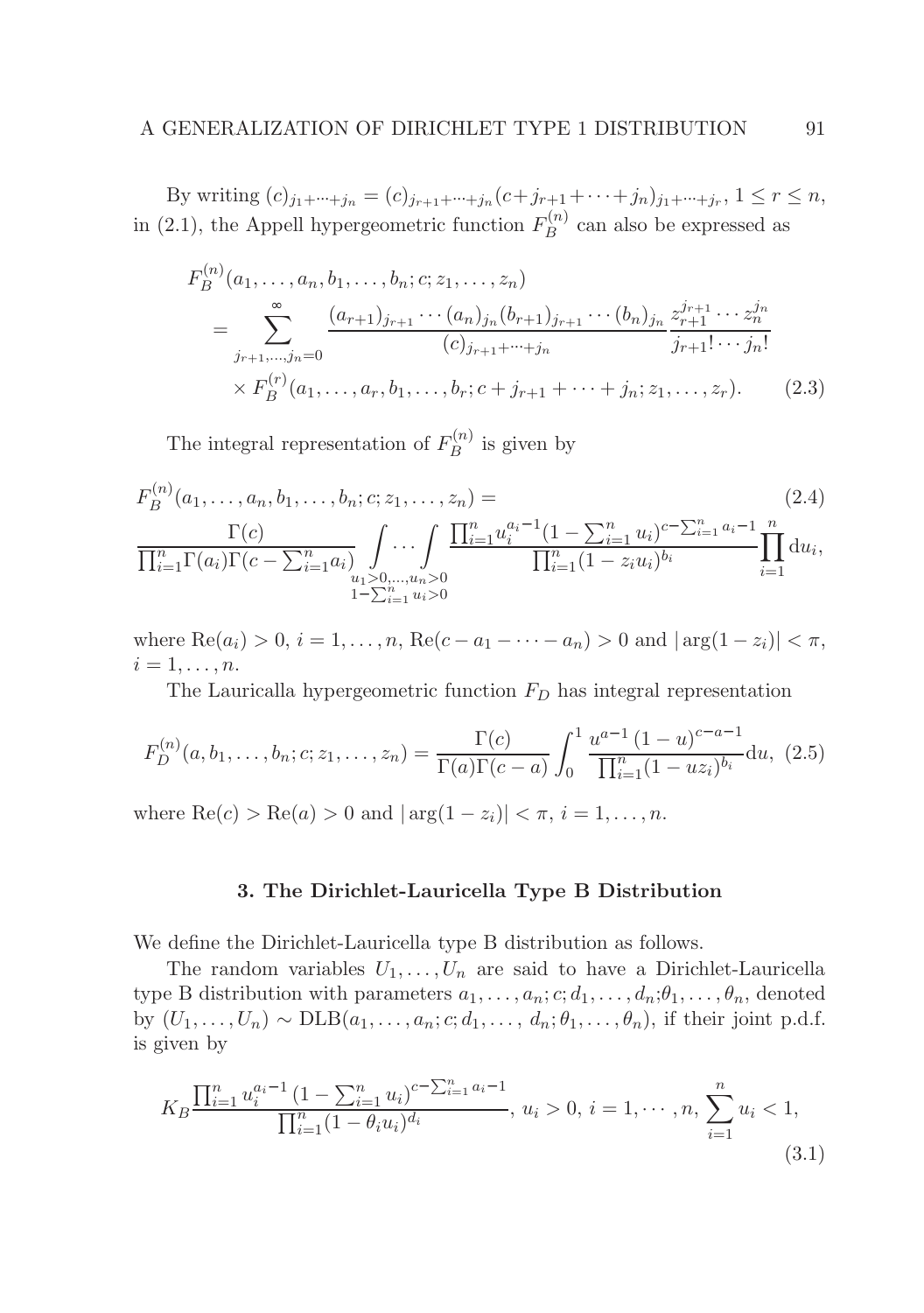By writing $(c)_{j_1+\cdots+j_n} = (c)_{j_{r+1}+\cdots+j_n}(c+j_{r+1}+\cdots+j_n)_{j_1+\cdots+j_r}$, $1 \le r \le n$, in (2.1), the Appell hypergeometric function $F_B^{(n)}$ can also be expressed as

$$
\begin{aligned}
F_B^{(n)}&(a_1,\ldots,a_n,b_1,\ldots,b_n;c;z_1,\ldots,z_n) \\
&= \sum_{j_{r+1},\ldots,j_n=0}^{\infty} \frac{(a_{r+1})_{j_{r+1}}\cdots(a_n)_{j_n}(b_{r+1})_{j_{r+1}}\cdots(b_n)_{j_n}}{(c)_{j_{r+1}+\cdots+j_n}} \frac{z_{r+1}^{j_{r+1}}\cdots z_n^{j_n}}{j_{r+1}!\cdots j_n!} \\
&\quad \times F_B^{(r)}(a_1,\ldots,a_r,b_1,\ldots,b_r;c+j_{r+1}+\cdots+j_n;z_1,\ldots,z_r). \qquad (2.3)
\end{aligned}
$$

The integral representation of $F_B^{(n)}$ is given by

$$
\begin{aligned}
&F_B^{(n)}(a_1,\ldots,a_n,b_1,\ldots,b_n;c;z_1,\ldots,z_n) = \qquad (2.4)\\
&\frac{\Gamma(c)}{\prod_{i=1}^n\Gamma(a_i)\Gamma(c-\sum_{i=1}^n a_i)} \underset{\substack{u_1>0,\ldots,u_n>0\\ 1-\sum_{i=1}^n u_i>0}}{\int\cdots\int} \frac{\prod_{i=1}^n u_i^{a_i-1}(1-\sum_{i=1}^n u_i)^{c-\sum_{i=1}^n a_i-1}}{\prod_{i=1}^n(1-z_iu_i)^{b_i}} \prod_{i=1}^n \mathrm{d}u_i,
\end{aligned}
$$

where $\mathrm{Re}(a_i) > 0$, $i = 1,\ldots,n$, $\mathrm{Re}(c - a_1 - \cdots - a_n) > 0$ and $|\arg(1-z_i)| < \pi$, $i = 1,\ldots,n$.

The Lauricalla hypergeometric function $F_D$ has integral representation

$$
F_D^{(n)}(a,b_1,\ldots,b_n;c;z_1,\ldots,z_n) = \frac{\Gamma(c)}{\Gamma(a)\Gamma(c-a)} \int_0^1 \frac{u^{a-1}(1-u)^{c-a-1}}{\prod_{i=1}^n(1-uz_i)^{b_i}} \mathrm{d}u, \quad (2.5)
$$

where $\mathrm{Re}(c) > \mathrm{Re}(a) > 0$ and $|\arg(1-z_i)| < \pi$, $i = 1,\ldots,n$.

## 3. The Dirichlet-Lauricella Type B Distribution

We define the Dirichlet-Lauricella type B distribution as follows.

The random variables $U_1,\ldots,U_n$ are said to have a Dirichlet-Lauricella type B distribution with parameters $a_1,\ldots,a_n;c;d_1,\ldots,d_n;\theta_1,\ldots,\theta_n$, denoted by $(U_1,\ldots,U_n) \sim \mathrm{DLB}(a_1,\ldots,a_n;c;d_1,\ldots,d_n;\theta_1,\ldots,\theta_n)$, if their joint p.d.f. is given by

$$
K_B \frac{\prod_{i=1}^n u_i^{a_i-1}(1-\sum_{i=1}^n u_i)^{c-\sum_{i=1}^n a_i-1}}{\prod_{i=1}^n(1-\theta_iu_i)^{d_i}}, \; u_i > 0, \; i = 1,\cdots,n, \; \sum_{i=1}^n u_i < 1, \qquad (3.1)
$$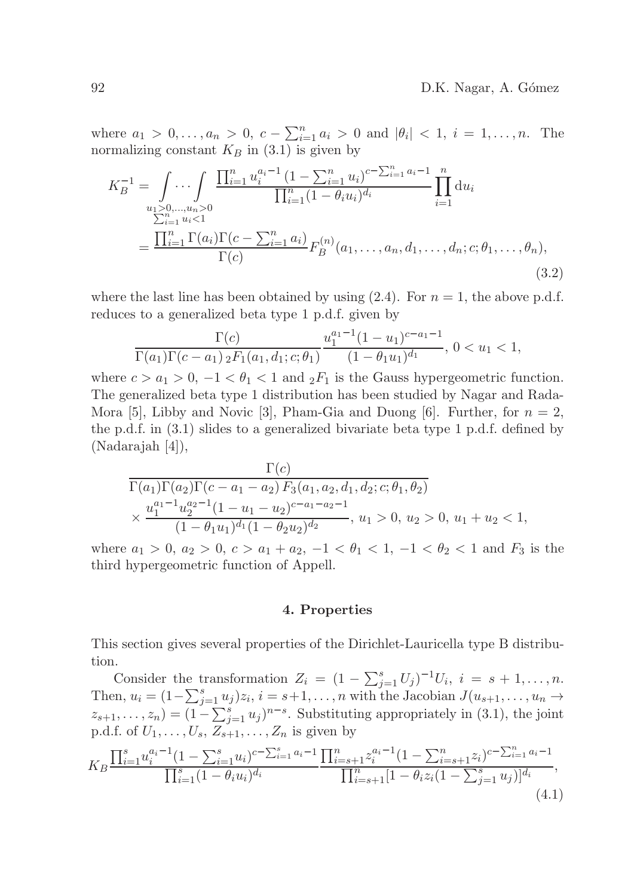where $a_1 > 0, \ldots, a_n > 0$, $c - \sum_{i=1}^n a_i > 0$ and $|\theta_i| < 1$, $i = 1, \ldots, n$. The normalizing constant $K_B$ in (3.1) is given by

$$
\begin{aligned}
K_B^{-1} &= \underset{\substack{u_1>0,\ldots,u_n>0 \\ \sum_{i=1}^n u_i<1}}{\int \cdots \int} \frac{\prod_{i=1}^n u_i^{a_i-1}\,(1-\sum_{i=1}^n u_i)^{c-\sum_{i=1}^n a_i-1}}{\prod_{i=1}^n (1-\theta_i u_i)^{d_i}} \prod_{i=1}^n \mathrm{d}u_i \\
&= \frac{\prod_{i=1}^n \Gamma(a_i)\Gamma(c-\sum_{i=1}^n a_i)}{\Gamma(c)} F_B^{(n)}(a_1,\ldots,a_n,d_1,\ldots,d_n;c;\theta_1,\ldots,\theta_n),
\end{aligned}
\tag{3.2}
$$

where the last line has been obtained by using (2.4). For $n = 1$, the above p.d.f. reduces to a generalized beta type 1 p.d.f. given by

$$
\frac{\Gamma(c)}{\Gamma(a_1)\Gamma(c-a_1)\,{}_2F_1(a_1,d_1;c;\theta_1)} \frac{u_1^{a_1-1}(1-u_1)^{c-a_1-1}}{(1-\theta_1 u_1)^{d_1}},\ 0 < u_1 < 1,
$$

where $c > a_1 > 0$, $-1 < \theta_1 < 1$ and ${}_2F_1$ is the Gauss hypergeometric function. The generalized beta type 1 distribution has been studied by Nagar and Rada-Mora [5], Libby and Novic [3], Pham-Gia and Duong [6]. Further, for $n = 2$, the p.d.f. in (3.1) slides to a generalized bivariate beta type 1 p.d.f. defined by (Nadarajah [4]),

$$
\begin{aligned}
&\frac{\Gamma(c)}{\Gamma(a_1)\Gamma(a_2)\Gamma(c-a_1-a_2)\,F_3(a_1,a_2,d_1,d_2;c;\theta_1,\theta_2)} \\
&\times \frac{u_1^{a_1-1}u_2^{a_2-1}(1-u_1-u_2)^{c-a_1-a_2-1}}{(1-\theta_1 u_1)^{d_1}(1-\theta_2 u_2)^{d_2}},\ u_1 > 0,\ u_2 > 0,\ u_1+u_2 < 1,
\end{aligned}
$$

where $a_1 > 0$, $a_2 > 0$, $c > a_1 + a_2$, $-1 < \theta_1 < 1$, $-1 < \theta_2 < 1$ and $F_3$ is the third hypergeometric function of Appell.

## 4. Properties

This section gives several properties of the Dirichlet-Lauricella type B distribution.

Consider the transformation $Z_i = (1 - \sum_{j=1}^s U_j)^{-1} U_i$, $i = s+1, \ldots, n$. Then, $u_i = (1 - \sum_{j=1}^s u_j) z_i$, $i = s+1, \ldots, n$ with the Jacobian $J(u_{s+1}, \ldots, u_n \to z_{s+1}, \ldots, z_n) = (1 - \sum_{j=1}^s u_j)^{n-s}$. Substituting appropriately in (3.1), the joint p.d.f. of $U_1, \ldots, U_s, Z_{s+1}, \ldots, Z_n$ is given by

$$
K_B \frac{\prod_{i=1}^s u_i^{a_i-1}(1-\sum_{i=1}^s u_i)^{c-\sum_{i=1}^s a_i-1}}{\prod_{i=1}^s (1-\theta_i u_i)^{d_i}} \frac{\prod_{i=s+1}^n z_i^{a_i-1}(1-\sum_{i=s+1}^n z_i)^{c-\sum_{i=1}^n a_i-1}}{\prod_{i=s+1}^n [1-\theta_i z_i(1-\sum_{j=1}^s u_j)]^{d_i}},
\tag{4.1}
$$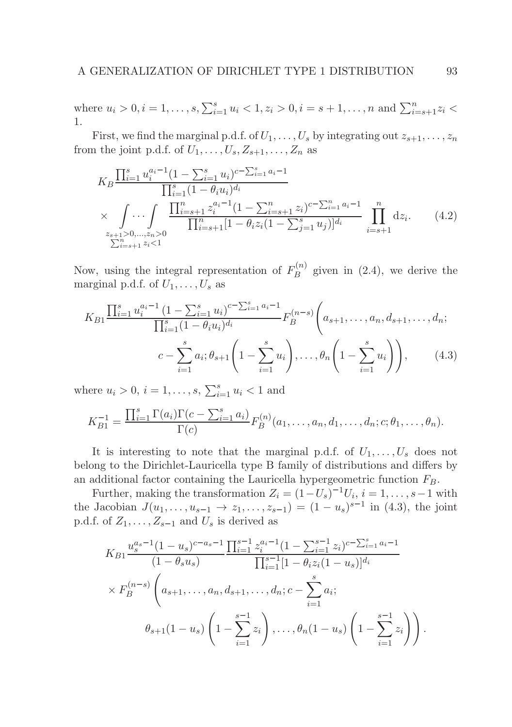where $u_i > 0, i = 1, \dots, s, \sum_{i=1}^{s} u_i < 1, z_i > 0, i = s+1, \dots, n$ and $\sum_{i=s+1}^{n} z_i < 1$.

First, we find the marginal p.d.f. of $U_1, \dots, U_s$ by integrating out $z_{s+1}, \dots, z_n$ from the joint p.d.f. of $U_1, \dots, U_s, Z_{s+1}, \dots, Z_n$ as

$$
\begin{aligned}
&K_B \frac{\prod_{i=1}^{s} u_i^{a_i-1}(1-\sum_{i=1}^{s} u_i)^{c-\sum_{i=1}^{s} a_i - 1}}{\prod_{i=1}^{s}(1-\theta_i u_i)^{d_i}} \\
&\times \underset{\substack{z_{s+1}>0,\dots,z_n>0 \\ \sum_{i=s+1}^{n} z_i < 1}}{\int \cdots \int} \frac{\prod_{i=s+1}^{n} z_i^{a_i-1}(1-\sum_{i=s+1}^{n} z_i)^{c-\sum_{i=1}^{n} a_i - 1}}{\prod_{i=s+1}^{n}[1-\theta_i z_i(1-\sum_{j=1}^{s} u_j)]^{d_i}} \prod_{i=s+1}^{n} \mathrm{d}z_i. \qquad (4.2)
\end{aligned}
$$

Now, using the integral representation of $F_B^{(n)}$ given in (2.4), we derive the marginal p.d.f. of $U_1, \dots, U_s$ as

$$
\begin{aligned}
K_{B1} &\frac{\prod_{i=1}^{s} u_i^{a_i-1}\left(1-\sum_{i=1}^{s} u_i\right)^{c-\sum_{i=1}^{s} a_i - 1}}{\prod_{i=1}^{s}(1-\theta_i u_i)^{d_i}} F_B^{(n-s)}\Bigg(a_{s+1}, \dots, a_n, d_{s+1}, \dots, d_n; \\
&c - \sum_{i=1}^{s} a_i; \theta_{s+1}\left(1-\sum_{i=1}^{s} u_i\right), \dots, \theta_n\left(1-\sum_{i=1}^{s} u_i\right)\Bigg), \qquad (4.3)
\end{aligned}
$$

where $u_i > 0$, $i = 1, \dots, s$, $\sum_{i=1}^{s} u_i < 1$ and

$$
K_{B1}^{-1} = \frac{\prod_{i=1}^{s} \Gamma(a_i) \Gamma(c - \sum_{i=1}^{s} a_i)}{\Gamma(c)} F_B^{(n)}(a_1, \dots, a_n, d_1, \dots, d_n; c; \theta_1, \dots, \theta_n).
$$

It is interesting to note that the marginal p.d.f. of $U_1, \dots, U_s$ does not belong to the Dirichlet-Lauricella type B family of distributions and differs by an additional factor containing the Lauricella hypergeometric function $F_B$.

Further, making the transformation $Z_i = (1-U_s)^{-1} U_i$, $i = 1, \dots, s-1$ with the Jacobian $J(u_1, \dots, u_{s-1} \to z_1, \dots, z_{s-1}) = (1-u_s)^{s-1}$ in (4.3), the joint p.d.f. of $Z_1, \dots, Z_{s-1}$ and $U_s$ is derived as

$$
\begin{aligned}
&K_{B1} \frac{u_s^{a_s-1}(1-u_s)^{c-a_s-1}}{(1-\theta_s u_s)} \frac{\prod_{i=1}^{s-1} z_i^{a_i-1}(1-\sum_{i=1}^{s-1} z_i)^{c-\sum_{i=1}^{s} a_i - 1}}{\prod_{i=1}^{s-1}[1-\theta_i z_i(1-u_s)]^{d_i}} \\
&\times F_B^{(n-s)}\Bigg(a_{s+1}, \dots, a_n, d_{s+1}, \dots, d_n; c - \sum_{i=1}^{s} a_i; \\
&\qquad \theta_{s+1}(1-u_s)\left(1-\sum_{i=1}^{s-1} z_i\right), \dots, \theta_n(1-u_s)\left(1-\sum_{i=1}^{s-1} z_i\right)\Bigg).
\end{aligned}
$$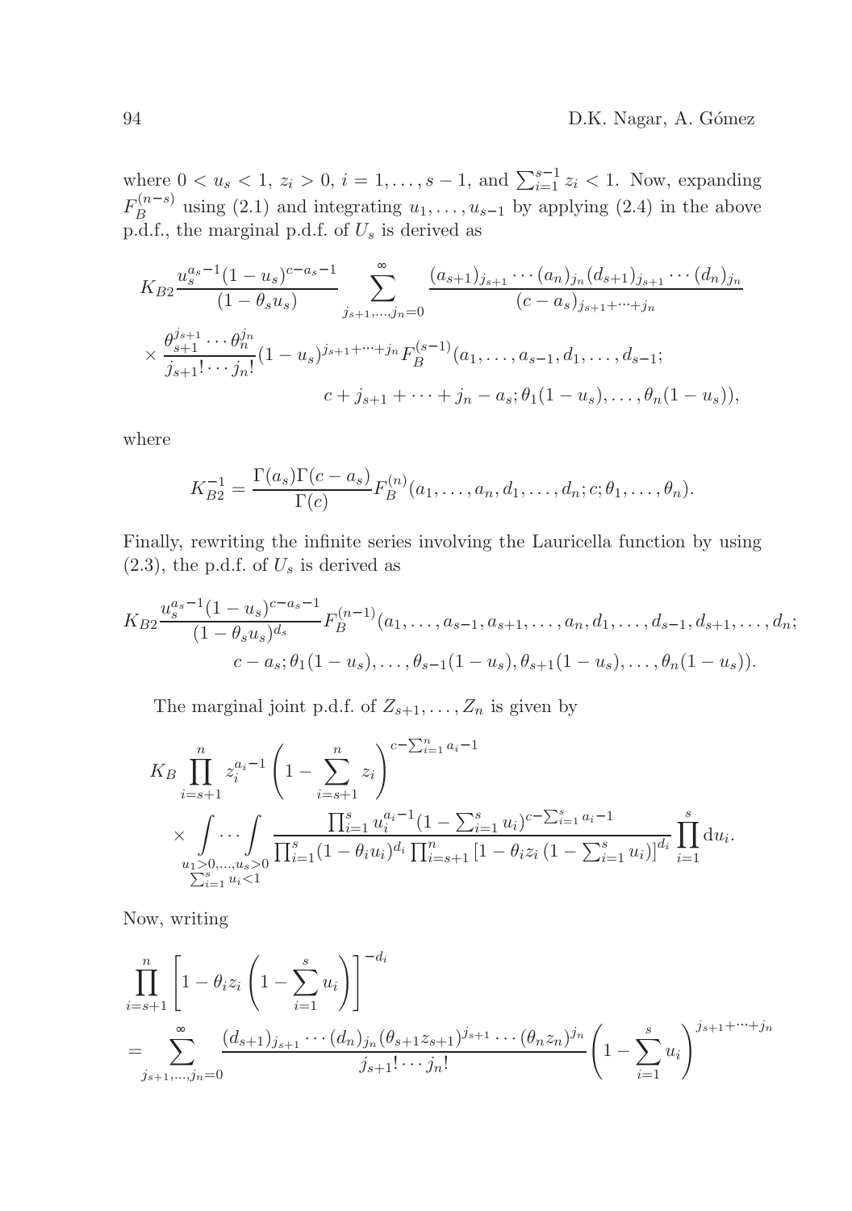where $0 < u_s < 1$, $z_i > 0$, $i = 1, \ldots, s-1$, and $\sum_{i=1}^{s-1} z_i < 1$. Now, expanding $F_B^{(n-s)}$ using (2.1) and integrating $u_1, \ldots, u_{s-1}$ by applying (2.4) in the above p.d.f., the marginal p.d.f. of $U_s$ is derived as

$$
\begin{aligned}
&K_{B2} \frac{u_s^{a_s-1}(1-u_s)^{c-a_s-1}}{(1-\theta_s u_s)} \sum_{j_{s+1},\ldots,j_n=0}^{\infty} \frac{(a_{s+1})_{j_{s+1}} \cdots (a_n)_{j_n} (d_{s+1})_{j_{s+1}} \cdots (d_n)_{j_n}}{(c-a_s)_{j_{s+1}+\cdots+j_n}} \\
&\times \frac{\theta_{s+1}^{j_{s+1}} \cdots \theta_n^{j_n}}{j_{s+1}! \cdots j_n!} (1-u_s)^{j_{s+1}+\cdots+j_n} F_B^{(s-1)}(a_1, \ldots, a_{s-1}, d_1, \ldots, d_{s-1}; \\
&\qquad\qquad c + j_{s+1} + \cdots + j_n - a_s; \theta_1(1-u_s), \ldots, \theta_n(1-u_s)),
\end{aligned}
$$

where

$$
K_{B2}^{-1} = \frac{\Gamma(a_s)\Gamma(c-a_s)}{\Gamma(c)} F_B^{(n)}(a_1, \ldots, a_n, d_1, \ldots, d_n; c; \theta_1, \ldots, \theta_n).
$$

Finally, rewriting the infinite series involving the Lauricella function by using (2.3), the p.d.f. of $U_s$ is derived as

$$
\begin{aligned}
K_{B2} &\frac{u_s^{a_s-1}(1-u_s)^{c-a_s-1}}{(1-\theta_s u_s)^{d_s}} F_B^{(n-1)}(a_1, \ldots, a_{s-1}, a_{s+1}, \ldots, a_n, d_1, \ldots, d_{s-1}, d_{s+1}, \ldots, d_n; \\
&\qquad c - a_s; \theta_1(1-u_s), \ldots, \theta_{s-1}(1-u_s), \theta_{s+1}(1-u_s), \ldots, \theta_n(1-u_s)).
\end{aligned}
$$

The marginal joint p.d.f. of $Z_{s+1}, \ldots, Z_n$ is given by

$$
\begin{aligned}
&K_B \prod_{i=s+1}^{n} z_i^{a_i-1} \left(1 - \sum_{i=s+1}^{n} z_i\right)^{c-\sum_{i=1}^{n} a_i - 1} \\
&\times \int \cdots \int_{\substack{u_1>0,\ldots,u_s>0 \\ \sum_{i=1}^{s} u_i<1}} \frac{\prod_{i=1}^{s} u_i^{a_i-1}(1-\sum_{i=1}^{s} u_i)^{c-\sum_{i=1}^{s} a_i-1}}{\prod_{i=1}^{s}(1-\theta_i u_i)^{d_i} \prod_{i=s+1}^{n} \left[1-\theta_i z_i \left(1-\sum_{i=1}^{s} u_i\right)\right]^{d_i}} \prod_{i=1}^{s} \mathrm{d}u_i.
\end{aligned}
$$

Now, writing

$$
\begin{aligned}
&\prod_{i=s+1}^{n} \left[1 - \theta_i z_i \left(1 - \sum_{i=1}^{s} u_i\right)\right]^{-d_i} \\
&= \sum_{j_{s+1},\ldots,j_n=0}^{\infty} \frac{(d_{s+1})_{j_{s+1}} \cdots (d_n)_{j_n} (\theta_{s+1} z_{s+1})^{j_{s+1}} \cdots (\theta_n z_n)^{j_n}}{j_{s+1}! \cdots j_n!} \left(1 - \sum_{i=1}^{s} u_i\right)^{j_{s+1}+\cdots+j_n}
\end{aligned}
$$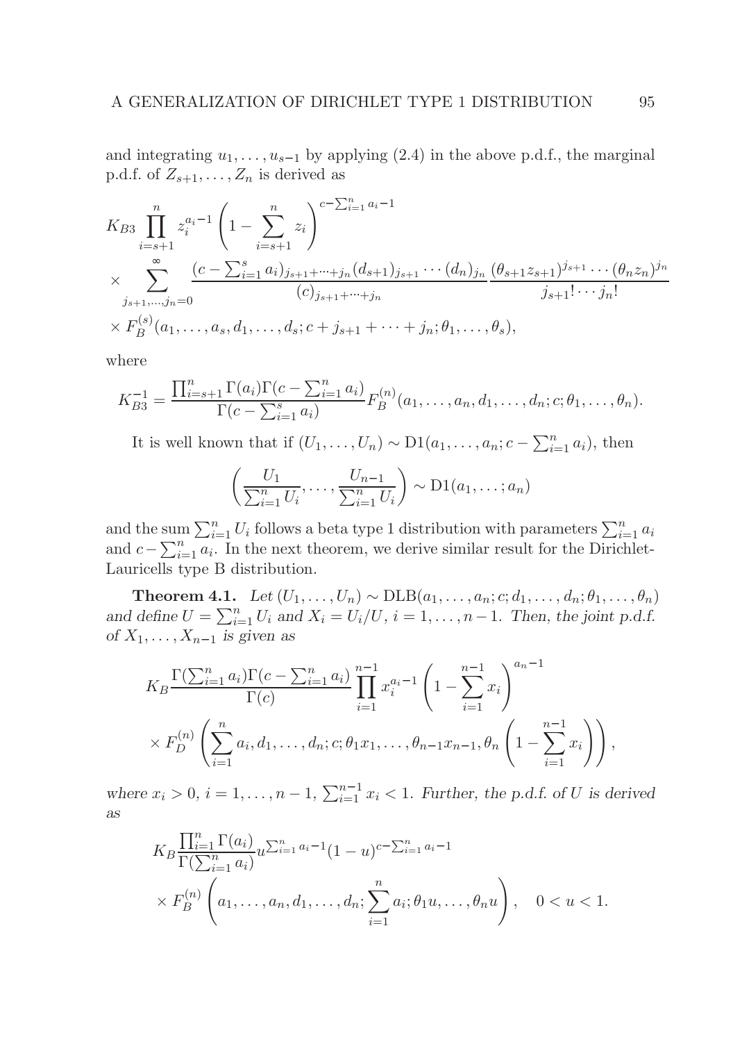and integrating $u_1, \ldots, u_{s-1}$ by applying (2.4) in the above p.d.f., the marginal p.d.f. of $Z_{s+1}, \ldots, Z_n$ is derived as

$$
\begin{aligned}
& K_{B3} \prod_{i=s+1}^{n} z_i^{a_i - 1} \left(1 - \sum_{i=s+1}^{n} z_i\right)^{c - \sum_{i=1}^{n} a_i - 1} \\
& \times \sum_{j_{s+1}, \ldots, j_n = 0}^{\infty} \frac{(c - \sum_{i=1}^{s} a_i)_{j_{s+1} + \cdots + j_n} (d_{s+1})_{j_{s+1}} \cdots (d_n)_{j_n}}{(c)_{j_{s+1} + \cdots + j_n}} \frac{(\theta_{s+1} z_{s+1})^{j_{s+1}} \cdots (\theta_n z_n)^{j_n}}{j_{s+1}! \cdots j_n!} \\
& \times F_B^{(s)}(a_1, \ldots, a_s, d_1, \ldots, d_s; c + j_{s+1} + \cdots + j_n; \theta_1, \ldots, \theta_s),
\end{aligned}
$$

where

$$
K_{B3}^{-1} = \frac{\prod_{i=s+1}^{n} \Gamma(a_i) \Gamma(c - \sum_{i=1}^{n} a_i)}{\Gamma(c - \sum_{i=1}^{s} a_i)} F_B^{(n)}(a_1, \ldots, a_n, d_1, \ldots, d_n; c; \theta_1, \ldots, \theta_n).
$$

It is well known that if $(U_1, \ldots, U_n) \sim \mathrm{D1}(a_1, \ldots, a_n; c - \sum_{i=1}^{n} a_i)$, then

$$
\left(\frac{U_1}{\sum_{i=1}^{n} U_i}, \ldots, \frac{U_{n-1}}{\sum_{i=1}^{n} U_i}\right) \sim \mathrm{D1}(a_1, \ldots; a_n)
$$

and the sum $\sum_{i=1}^{n} U_i$ follows a beta type 1 distribution with parameters $\sum_{i=1}^{n} a_i$ and $c - \sum_{i=1}^{n} a_i$. In the next theorem, we derive similar result for the Dirichlet-Lauricells type B distribution.

**Theorem 4.1.** *Let* $(U_1, \ldots, U_n) \sim \mathrm{DLB}(a_1, \ldots, a_n; c; d_1, \ldots, d_n; \theta_1, \ldots, \theta_n)$ *and define* $U = \sum_{i=1}^{n} U_i$ *and* $X_i = U_i / U$, $i = 1, \ldots, n-1$. *Then, the joint p.d.f. of* $X_1, \ldots, X_{n-1}$ *is given as*

$$
\begin{aligned}
& K_B \frac{\Gamma(\sum_{i=1}^{n} a_i) \Gamma(c - \sum_{i=1}^{n} a_i)}{\Gamma(c)} \prod_{i=1}^{n-1} x_i^{a_i - 1} \left(1 - \sum_{i=1}^{n-1} x_i\right)^{a_n - 1} \\
& \times F_D^{(n)}\left(\sum_{i=1}^{n} a_i, d_1, \ldots, d_n; c; \theta_1 x_1, \ldots, \theta_{n-1} x_{n-1}, \theta_n \left(1 - \sum_{i=1}^{n-1} x_i\right)\right),
\end{aligned}
$$

*where* $x_i > 0$, $i = 1, \ldots, n-1$, $\sum_{i=1}^{n-1} x_i < 1$. *Further, the p.d.f. of* $U$ *is derived as*

$$
\begin{aligned}
& K_B \frac{\prod_{i=1}^{n} \Gamma(a_i)}{\Gamma(\sum_{i=1}^{n} a_i)} u^{\sum_{i=1}^{n} a_i - 1} (1 - u)^{c - \sum_{i=1}^{n} a_i - 1} \\
& \times F_B^{(n)}\left(a_1, \ldots, a_n, d_1, \ldots, d_n; \sum_{i=1}^{n} a_i; \theta_1 u, \ldots, \theta_n u\right), \quad 0 < u < 1.
\end{aligned}
$$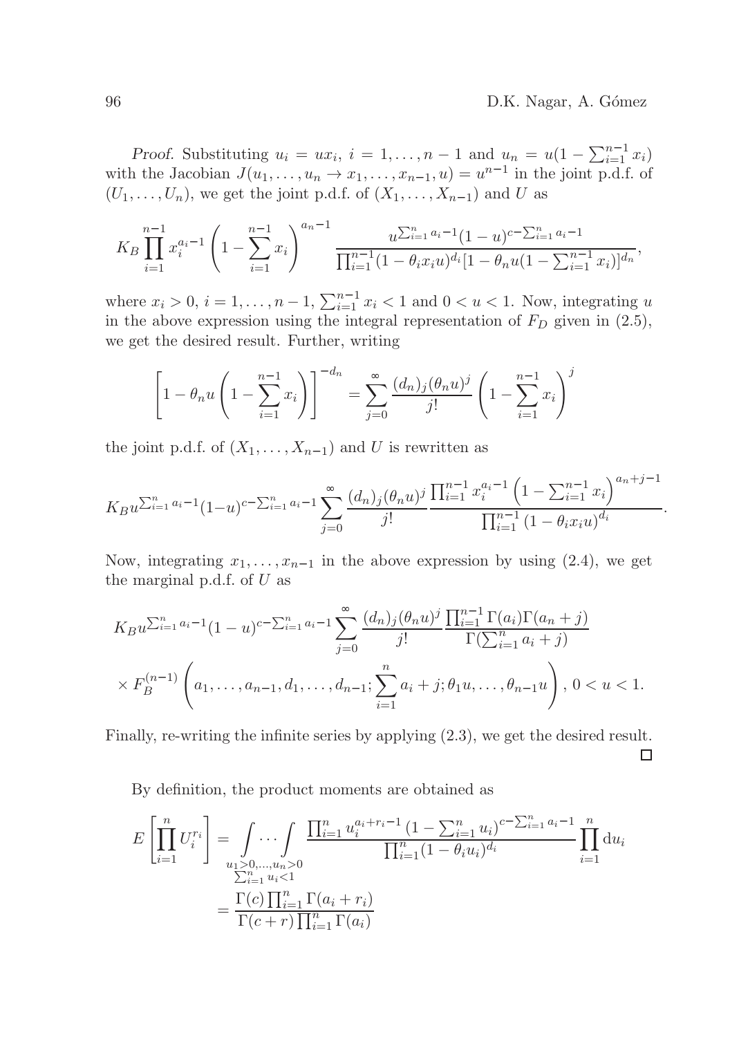*Proof.* Substituting $u_i = ux_i$, $i = 1, \dots, n-1$ and $u_n = u(1 - \sum_{i=1}^{n-1} x_i)$ with the Jacobian $J(u_1, \dots, u_n \to x_1, \dots, x_{n-1}, u) = u^{n-1}$ in the joint p.d.f. of $(U_1, \dots, U_n)$, we get the joint p.d.f. of $(X_1, \dots, X_{n-1})$ and $U$ as

$$K_B \prod_{i=1}^{n-1} x_i^{a_i - 1} \left(1 - \sum_{i=1}^{n-1} x_i\right)^{a_n - 1} \frac{u^{\sum_{i=1}^n a_i - 1}(1-u)^{c - \sum_{i=1}^n a_i - 1}}{\prod_{i=1}^{n-1}(1 - \theta_i x_i u)^{d_i}[1 - \theta_n u(1 - \sum_{i=1}^{n-1} x_i)]^{d_n}},$$

where $x_i > 0$, $i = 1, \dots, n-1$, $\sum_{i=1}^{n-1} x_i < 1$ and $0 < u < 1$. Now, integrating $u$ in the above expression using the integral representation of $F_D$ given in (2.5), we get the desired result. Further, writing

$$\left[1 - \theta_n u \left(1 - \sum_{i=1}^{n-1} x_i\right)\right]^{-d_n} = \sum_{j=0}^{\infty} \frac{(d_n)_j (\theta_n u)^j}{j!} \left(1 - \sum_{i=1}^{n-1} x_i\right)^j$$

the joint p.d.f. of $(X_1, \dots, X_{n-1})$ and $U$ is rewritten as

$$K_B u^{\sum_{i=1}^n a_i - 1}(1-u)^{c - \sum_{i=1}^n a_i - 1} \sum_{j=0}^{\infty} \frac{(d_n)_j (\theta_n u)^j}{j!} \frac{\prod_{i=1}^{n-1} x_i^{a_i - 1} \left(1 - \sum_{i=1}^{n-1} x_i\right)^{a_n + j - 1}}{\prod_{i=1}^{n-1} (1 - \theta_i x_i u)^{d_i}}.$$

Now, integrating $x_1, \dots, x_{n-1}$ in the above expression by using (2.4), we get the marginal p.d.f. of $U$ as

$$\begin{aligned}
&K_B u^{\sum_{i=1}^n a_i - 1}(1-u)^{c - \sum_{i=1}^n a_i - 1} \sum_{j=0}^{\infty} \frac{(d_n)_j (\theta_n u)^j}{j!} \frac{\prod_{i=1}^{n-1} \Gamma(a_i) \Gamma(a_n + j)}{\Gamma(\sum_{i=1}^n a_i + j)} \\
&\times F_B^{(n-1)} \left(a_1, \dots, a_{n-1}, d_1, \dots, d_{n-1}; \sum_{i=1}^n a_i + j; \theta_1 u, \dots, \theta_{n-1} u\right), \ 0 < u < 1.
\end{aligned}$$

Finally, re-writing the infinite series by applying (2.3), we get the desired result. □

By definition, the product moments are obtained as

$$\begin{aligned}
E\left[\prod_{i=1}^n U_i^{r_i}\right] &= \int_{\substack{u_1 > 0, \dots, u_n > 0 \\ \sum_{i=1}^n u_i < 1}} \cdots \int \frac{\prod_{i=1}^n u_i^{a_i + r_i - 1} (1 - \sum_{i=1}^n u_i)^{c - \sum_{i=1}^n a_i - 1}}{\prod_{i=1}^n (1 - \theta_i u_i)^{d_i}} \prod_{i=1}^n \mathrm{d}u_i \\
&= \frac{\Gamma(c) \prod_{i=1}^n \Gamma(a_i + r_i)}{\Gamma(c + r) \prod_{i=1}^n \Gamma(a_i)}
\end{aligned}$$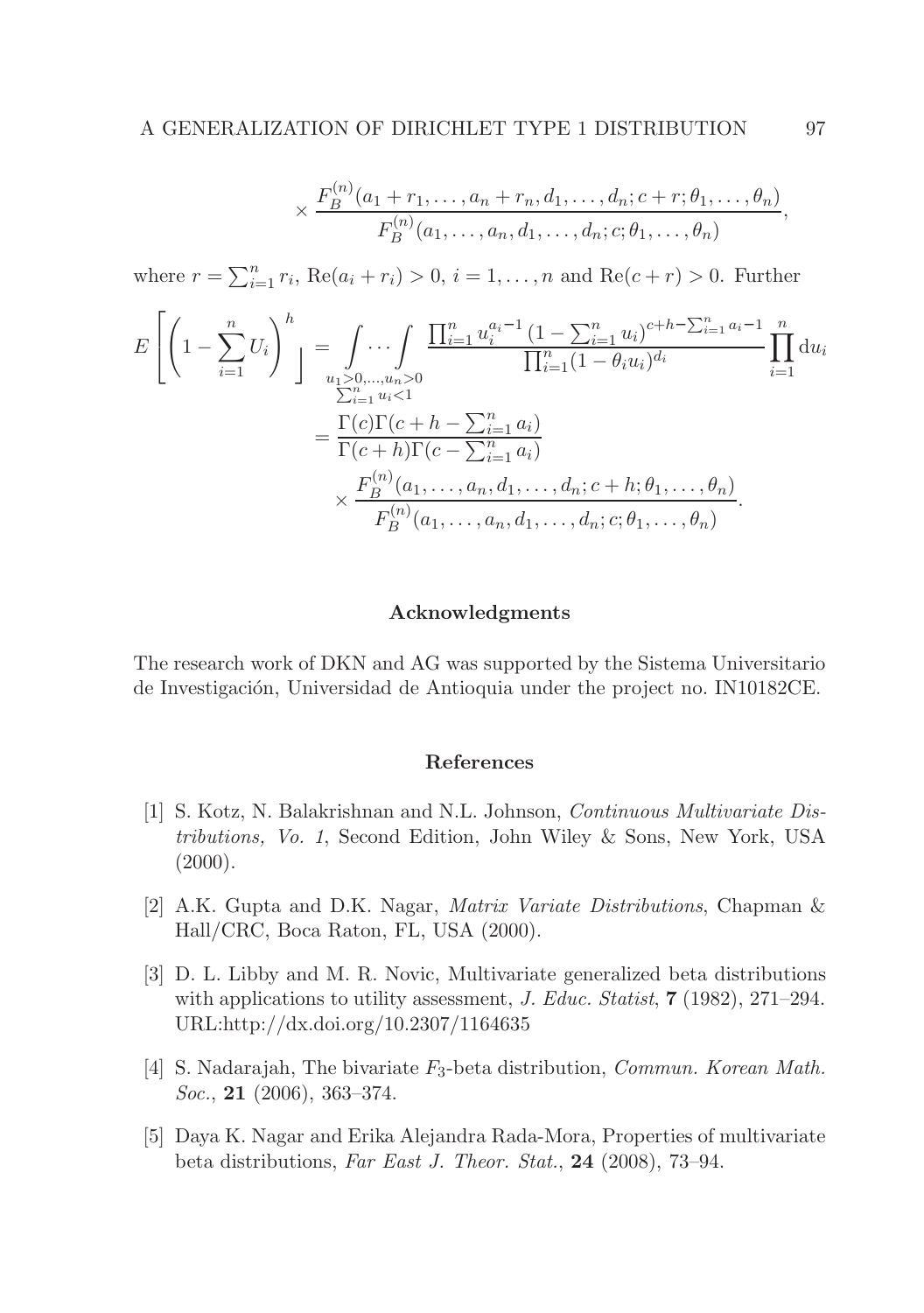$$
\times \frac{F_B^{(n)}(a_1 + r_1, \ldots, a_n + r_n, d_1, \ldots, d_n; c + r; \theta_1, \ldots, \theta_n)}{F_B^{(n)}(a_1, \ldots, a_n, d_1, \ldots, d_n; c; \theta_1, \ldots, \theta_n)},
$$

where $r = \sum_{i=1}^n r_i$, $\operatorname{Re}(a_i + r_i) > 0$, $i = 1, \ldots, n$ and $\operatorname{Re}(c + r) > 0$. Further

$$
\begin{aligned}
E\left[\left(1 - \sum_{i=1}^n U_i\right)^h\right] &= \mathop{\int \cdots \int}_{\substack{u_1 > 0, \ldots, u_n > 0 \\ \sum_{i=1}^n u_i < 1}} \frac{\prod_{i=1}^n u_i^{a_i - 1} \left(1 - \sum_{i=1}^n u_i\right)^{c + h - \sum_{i=1}^n a_i - 1}}{\prod_{i=1}^n (1 - \theta_i u_i)^{d_i}} \prod_{i=1}^n \mathrm{d}u_i \\
&= \frac{\Gamma(c)\Gamma(c + h - \sum_{i=1}^n a_i)}{\Gamma(c + h)\Gamma(c - \sum_{i=1}^n a_i)} \\
&\quad \times \frac{F_B^{(n)}(a_1, \ldots, a_n, d_1, \ldots, d_n; c + h; \theta_1, \ldots, \theta_n)}{F_B^{(n)}(a_1, \ldots, a_n, d_1, \ldots, d_n; c; \theta_1, \ldots, \theta_n)}.
\end{aligned}
$$

## Acknowledgments

The research work of DKN and AG was supported by the Sistema Universitario de Investigación, Universidad de Antioquia under the project no. IN10182CE.

## References

[1] S. Kotz, N. Balakrishnan and N.L. Johnson, *Continuous Multivariate Distributions, Vo. 1*, Second Edition, John Wiley & Sons, New York, USA (2000).

[2] A.K. Gupta and D.K. Nagar, *Matrix Variate Distributions*, Chapman & Hall/CRC, Boca Raton, FL, USA (2000).

[3] D. L. Libby and M. R. Novic, Multivariate generalized beta distributions with applications to utility assessment, *J. Educ. Statist*, **7** (1982), 271–294. URL:http://dx.doi.org/10.2307/1164635

[4] S. Nadarajah, The bivariate $F_3$-beta distribution, *Commun. Korean Math. Soc.*, **21** (2006), 363–374.

[5] Daya K. Nagar and Erika Alejandra Rada-Mora, Properties of multivariate beta distributions, *Far East J. Theor. Stat.*, **24** (2008), 73–94.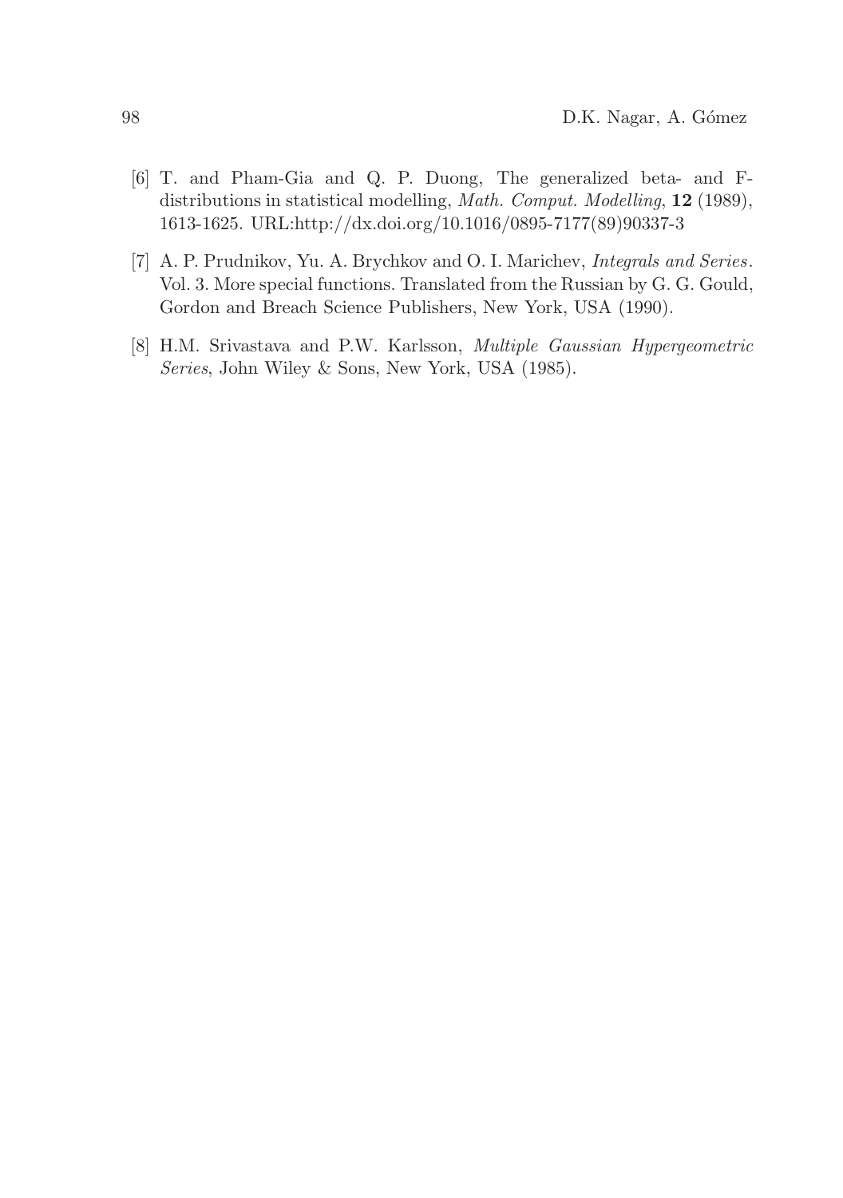[6] T. and Pham-Gia and Q. P. Duong, The generalized beta- and F-distributions in statistical modelling, *Math. Comput. Modelling*, **12** (1989), 1613-1625. URL:http://dx.doi.org/10.1016/0895-7177(89)90337-3

[7] A. P. Prudnikov, Yu. A. Brychkov and O. I. Marichev, *Integrals and Series*. Vol. 3. More special functions. Translated from the Russian by G. G. Gould, Gordon and Breach Science Publishers, New York, USA (1990).

[8] H.M. Srivastava and P.W. Karlsson, *Multiple Gaussian Hypergeometric Series*, John Wiley & Sons, New York, USA (1985).